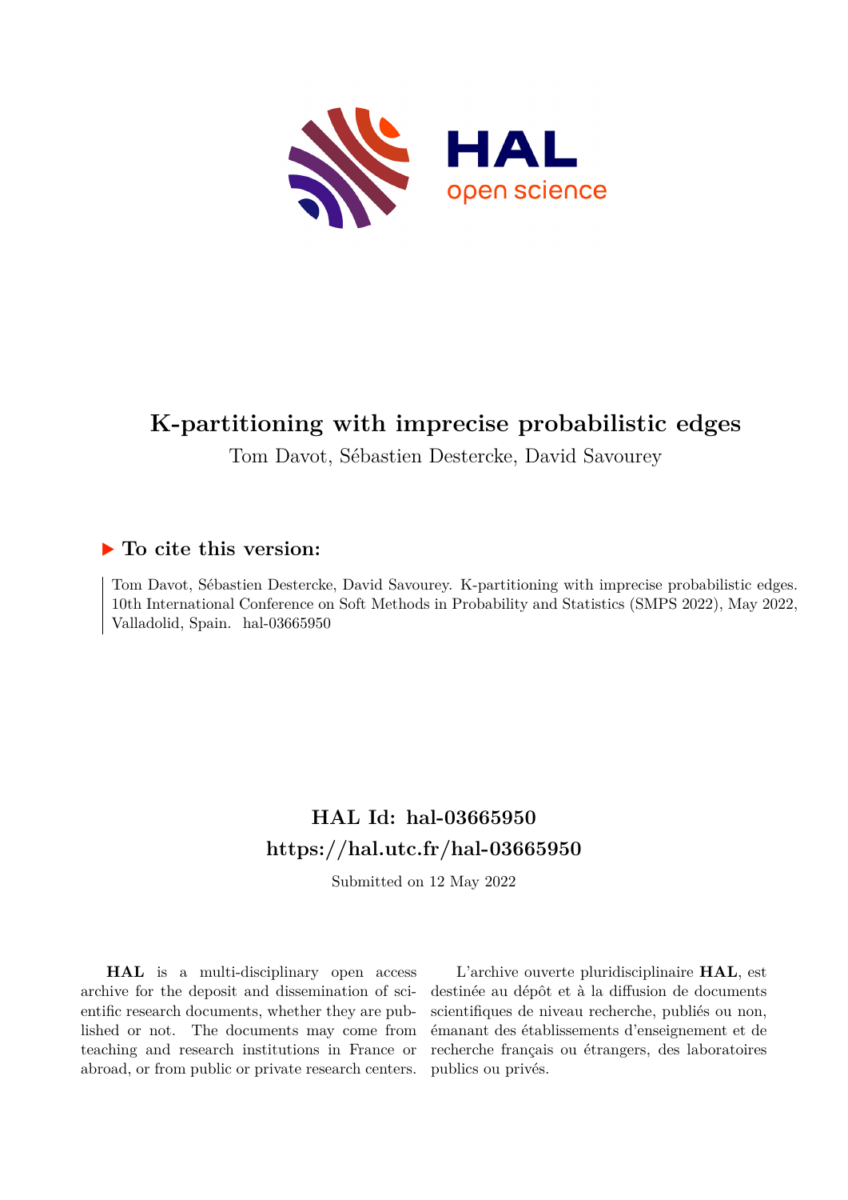# K-partitioning with imprecise probabilistic edges

Tom Davot, Sébastien Destercke, David Savourey

## ▶ To cite this version:

Tom Davot, Sébastien Destercke, David Savourey. K-partitioning with imprecise probabilistic edges. 10th International Conference on Soft Methods in Probability and Statistics (SMPS 2022), May 2022, Valladolid, Spain. hal-03665950

## HAL Id: hal-03665950

## https://hal.utc.fr/hal-03665950

Submitted on 12 May 2022

**HAL** is a multi-disciplinary open access archive for the deposit and dissemination of scientific research documents, whether they are published or not. The documents may come from teaching and research institutions in France or abroad, or from public or private research centers.

L'archive ouverte pluridisciplinaire **HAL**, est destinée au dépôt et à la diffusion de documents scientifiques de niveau recherche, publiés ou non, émanant des établissements d'enseignement et de recherche français ou étrangers, des laboratoires publics ou privés.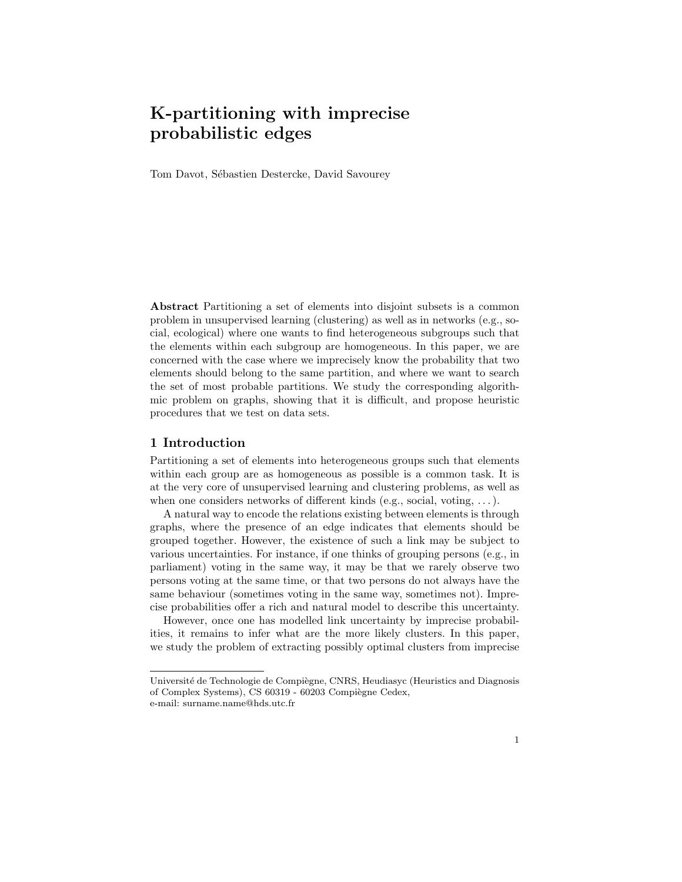# K-partitioning with imprecise probabilistic edges

Tom Davot, Sébastien Destercke, David Savourey

**Abstract** Partitioning a set of elements into disjoint subsets is a common problem in unsupervised learning (clustering) as well as in networks (e.g., social, ecological) where one wants to find heterogeneous subgroups such that the elements within each subgroup are homogeneous. In this paper, we are concerned with the case where we imprecisely know the probability that two elements should belong to the same partition, and where we want to search the set of most probable partitions. We study the corresponding algorithmic problem on graphs, showing that it is difficult, and propose heuristic procedures that we test on data sets.

## 1 Introduction

Partitioning a set of elements into heterogeneous groups such that elements within each group are as homogeneous as possible is a common task. It is at the very core of unsupervised learning and clustering problems, as well as when one considers networks of different kinds (e.g., social, voting, ...).

A natural way to encode the relations existing between elements is through graphs, where the presence of an edge indicates that elements should be grouped together. However, the existence of such a link may be subject to various uncertainties. For instance, if one thinks of grouping persons (e.g., in parliament) voting in the same way, it may be that we rarely observe two persons voting at the same time, or that two persons do not always have the same behaviour (sometimes voting in the same way, sometimes not). Imprecise probabilities offer a rich and natural model to describe this uncertainty.

However, once one has modelled link uncertainty by imprecise probabilities, it remains to infer what are the more likely clusters. In this paper, we study the problem of extracting possibly optimal clusters from imprecise

---

Université de Technologie de Compiègne, CNRS, Heudiasyc (Heuristics and Diagnosis of Complex Systems), CS 60319 - 60203 Compiègne Cedex,
e-mail: surname.name@hds.utc.fr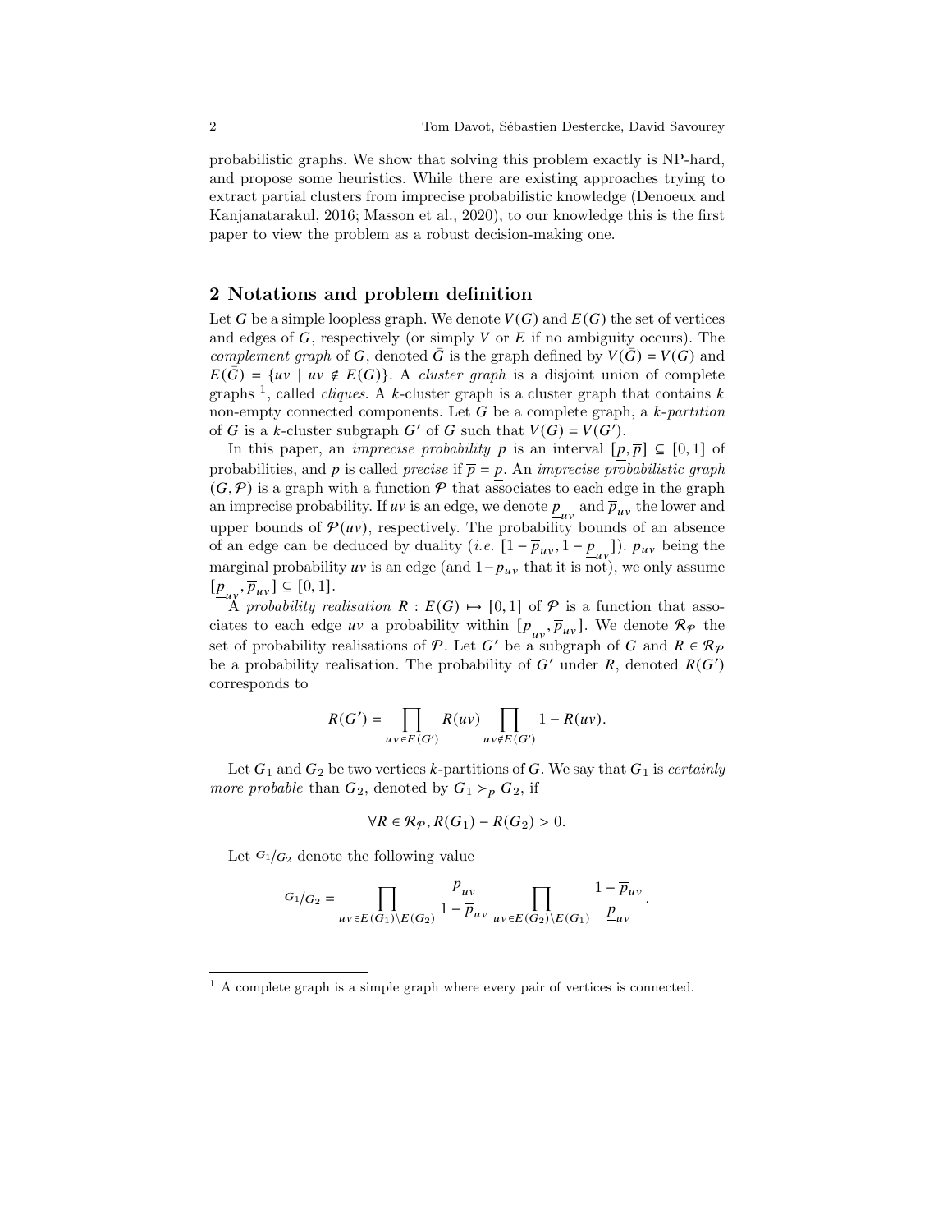probabilistic graphs. We show that solving this problem exactly is NP-hard, and propose some heuristics. While there are existing approaches trying to extract partial clusters from imprecise probabilistic knowledge (Denoeux and Kanjanatarakul, 2016; Masson et al., 2020), to our knowledge this is the first paper to view the problem as a robust decision-making one.

## 2 Notations and problem definition

Let $G$ be a simple loopless graph. We denote $V(G)$ and $E(G)$ the set of vertices and edges of $G$, respectively (or simply $V$ or $E$ if no ambiguity occurs). The *complement graph* of $G$, denoted $\bar{G}$ is the graph defined by $V(\bar{G}) = V(G)$ and $E(\bar{G}) = \{uv \mid uv \notin E(G)\}$. A *cluster graph* is a disjoint union of complete graphs [1], called *cliques*. A $k$-cluster graph is a cluster graph that contains $k$ non-empty connected components. Let $G$ be a complete graph, a $k$*-partition* of $G$ is a $k$-cluster subgraph $G'$ of $G$ such that $V(G) = V(G')$.

In this paper, an *imprecise probability* $p$ is an interval $[\underline{p}, \overline{p}] \subseteq [0,1]$ of probabilities, and $p$ is called *precise* if $\overline{p} = \underline{p}$. An *imprecise probabilistic graph* $(G, \mathcal{P})$ is a graph with a function $\mathcal{P}$ that associates to each edge in the graph an imprecise probability. If $uv$ is an edge, we denote $\underline{p}_{uv}$ and $\overline{p}_{uv}$ the lower and upper bounds of $\mathcal{P}(uv)$, respectively. The probability bounds of an absence of an edge can be deduced by duality (*i.e.* $[1 - \overline{p}_{uv}, 1 - \underline{p}_{uv}]$). $p_{uv}$ being the marginal probability $uv$ is an edge (and $1 - p_{uv}$ that it is not), we only assume $[\underline{p}_{uv}, \overline{p}_{uv}] \subseteq [0,1]$.

A *probability realisation* $R : E(G) \mapsto [0,1]$ of $\mathcal{P}$ is a function that associates to each edge $uv$ a probability within $[\underline{p}_{uv}, \overline{p}_{uv}]$. We denote $\mathcal{R}_{\mathcal{P}}$ the set of probability realisations of $\mathcal{P}$. Let $G'$ be a subgraph of $G$ and $R \in \mathcal{R}_{\mathcal{P}}$ be a probability realisation. The probability of $G'$ under $R$, denoted $R(G')$ corresponds to

$$R(G') = \prod_{uv \in E(G')} R(uv) \prod_{uv \notin E(G')} 1 - R(uv).$$

Let $G_1$ and $G_2$ be two vertices $k$-partitions of $G$. We say that $G_1$ is *certainly more probable* than $G_2$, denoted by $G_1 \succ_p G_2$, if

$$\forall R \in \mathcal{R}_{\mathcal{P}}, R(G_1) - R(G_2) > 0.$$

Let ${}^{G_1}/_{G_2}$ denote the following value

$${}^{G_1}/_{G_2} = \prod_{uv \in E(G_1) \setminus E(G_2)} \frac{\underline{p}_{uv}}{1 - \overline{p}_{uv}} \prod_{uv \in E(G_2) \setminus E(G_1)} \frac{1 - \overline{p}_{uv}}{\underline{p}_{uv}}.$$

[1] A complete graph is a simple graph where every pair of vertices is connected.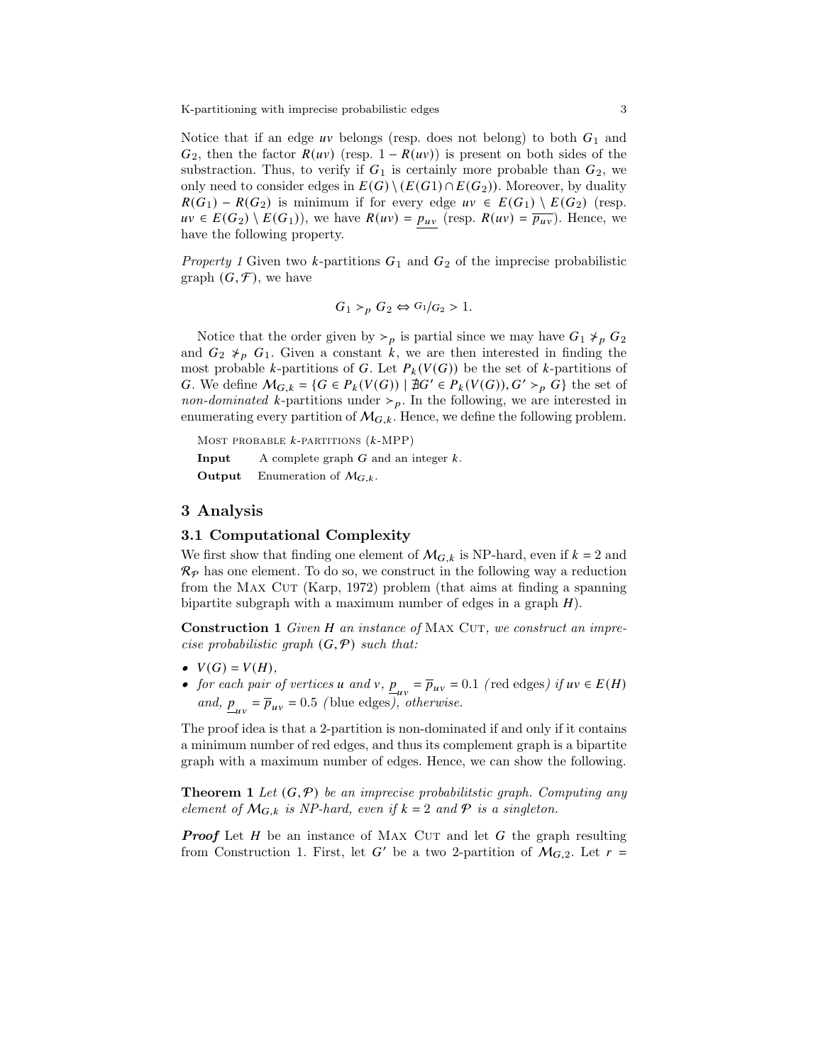Notice that if an edge $uv$ belongs (resp. does not belong) to both $G_1$ and $G_2$, then the factor $R(uv)$ (resp. $1 - R(uv)$) is present on both sides of the substraction. Thus, to verify if $G_1$ is certainly more probable than $G_2$, we only need to consider edges in $E(G) \setminus (E(G1) \cap E(G_2))$. Moreover, by duality $R(G_1) - R(G_2)$ is minimum if for every edge $uv \in E(G_1) \setminus E(G_2)$ (resp. $uv \in E(G_2) \setminus E(G_1)$), we have $R(uv) = \underline{p_{uv}}$ (resp. $R(uv) = \overline{p_{uv}}$). Hence, we have the following property.

*Property 1* Given two $k$-partitions $G_1$ and $G_2$ of the imprecise probabilistic graph $(G, \mathcal{F})$, we have

$$G_1 \succ_p G_2 \Leftrightarrow {}^{G_1}/_{G_2} > 1.$$

Notice that the order given by $\succ_p$ is partial since we may have $G_1 \not\succ_p G_2$ and $G_2 \not\succ_p G_1$. Given a constant $k$, we are then interested in finding the most probable $k$-partitions of $G$. Let $P_k(V(G))$ be the set of $k$-partitions of $G$. We define $\mathcal{M}_{G,k} = \{G \in P_k(V(G)) \mid \nexists G' \in P_k(V(G)), G' \succ_p G\}$ the set of *non-dominated* $k$-partitions under $\succ_p$. In the following, we are interested in enumerating every partition of $\mathcal{M}_{G,k}$. Hence, we define the following problem.

Most probable $k$-partitions ($k$-MPP)

**Input** A complete graph $G$ and an integer $k$.

**Output** Enumeration of $\mathcal{M}_{G,k}$.

## 3 Analysis

### 3.1 Computational Complexity

We first show that finding one element of $\mathcal{M}_{G,k}$ is NP-hard, even if $k = 2$ and $\mathcal{R}_{\mathcal{P}}$ has one element. To do so, we construct in the following way a reduction from the Max Cut (Karp, 1972) problem (that aims at finding a spanning bipartite subgraph with a maximum number of edges in a graph $H$).

**Construction 1** *Given $H$ an instance of* Max Cut*, we construct an imprecise probabilistic graph $(G, \mathcal{P})$ such that:*

- $V(G) = V(H)$,
- *for each pair of vertices $u$ and $v$, $\underline{p}_{uv} = \overline{p}_{uv} = 0.1$ (*red edges*) if $uv \in E(H)$ and, $\underline{p}_{uv} = \overline{p}_{uv} = 0.5$ (*blue edges*), otherwise.*

The proof idea is that a 2-partition is non-dominated if and only if it contains a minimum number of red edges, and thus its complement graph is a bipartite graph with a maximum number of edges. Hence, we can show the following.

**Theorem 1** *Let $(G, \mathcal{P})$ be an imprecise probabilitstic graph. Computing any element of $\mathcal{M}_{G,k}$ is NP-hard, even if $k = 2$ and $\mathcal{P}$ is a singleton.*

***Proof*** Let $H$ be an instance of Max Cut and let $G$ the graph resulting from Construction 1. First, let $G'$ be a two 2-partition of $\mathcal{M}_{G,2}$. Let $r =$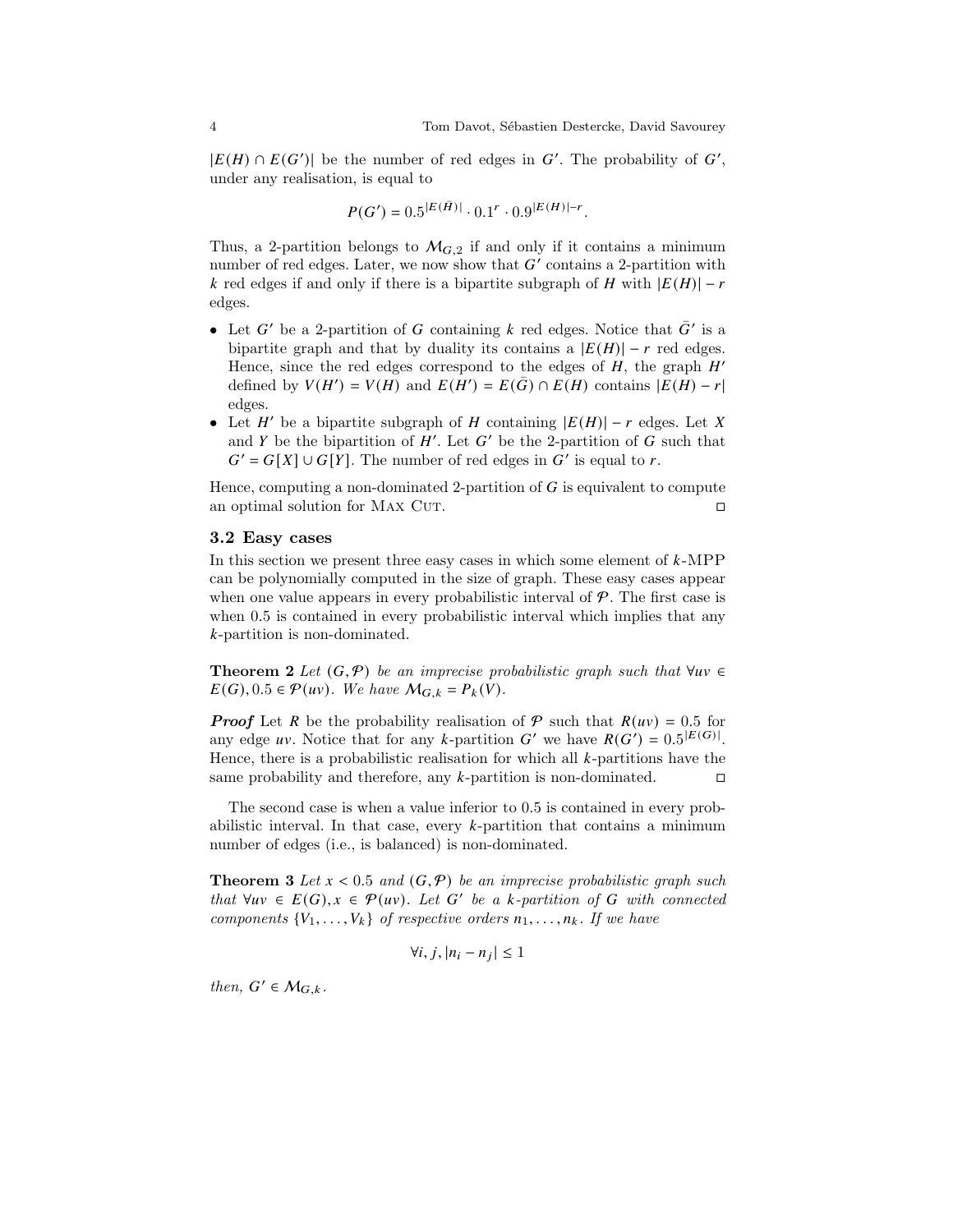$|E(H) \cap E(G')|$ be the number of red edges in $G'$. The probability of $G'$, under any realisation, is equal to

$$P(G') = 0.5^{|E(\bar{H})|} \cdot 0.1^r \cdot 0.9^{|E(H)|-r}.$$

Thus, a 2-partition belongs to $\mathcal{M}_{G,2}$ if and only if it contains a minimum number of red edges. Later, we now show that $G'$ contains a 2-partition with $k$ red edges if and only if there is a bipartite subgraph of $H$ with $|E(H)| - r$ edges.

- Let $G'$ be a 2-partition of $G$ containing $k$ red edges. Notice that $\bar{G}'$ is a bipartite graph and that by duality its contains a $|E(H)| - r$ red edges. Hence, since the red edges correspond to the edges of $H$, the graph $H'$ defined by $V(H') = V(H)$ and $E(H') = E(\bar{G}) \cap E(H)$ contains $|E(H) - r|$ edges.
- Let $H'$ be a bipartite subgraph of $H$ containing $|E(H)| - r$ edges. Let $X$ and $Y$ be the bipartition of $H'$. Let $G'$ be the 2-partition of $G$ such that $G' = G[X] \cup G[Y]$. The number of red edges in $G'$ is equal to $r$.

Hence, computing a non-dominated 2-partition of $G$ is equivalent to compute an optimal solution for Max Cut. ◻

### 3.2 Easy cases

In this section we present three easy cases in which some element of $k$-MPP can be polynomially computed in the size of graph. These easy cases appear when one value appears in every probabilistic interval of $\mathcal{P}$. The first case is when 0.5 is contained in every probabilistic interval which implies that any $k$-partition is non-dominated.

**Theorem 2** *Let $(G, \mathcal{P})$ be an imprecise probabilistic graph such that $\forall uv \in E(G), 0.5 \in \mathcal{P}(uv)$. We have $\mathcal{M}_{G,k} = P_k(V)$.*

***Proof*** Let $R$ be the probability realisation of $\mathcal{P}$ such that $R(uv) = 0.5$ for any edge $uv$. Notice that for any $k$-partition $G'$ we have $R(G') = 0.5^{|E(G)|}$. Hence, there is a probabilistic realisation for which all $k$-partitions have the same probability and therefore, any $k$-partition is non-dominated. ◻

The second case is when a value inferior to 0.5 is contained in every probabilistic interval. In that case, every $k$-partition that contains a minimum number of edges (i.e., is balanced) is non-dominated.

**Theorem 3** *Let $x < 0.5$ and $(G, \mathcal{P})$ be an imprecise probabilistic graph such that $\forall uv \in E(G), x \in \mathcal{P}(uv)$. Let $G'$ be a $k$-partition of $G$ with connected components $\{V_1, \dots, V_k\}$ of respective orders $n_1, \dots, n_k$. If we have*

$$\forall i, j, |n_i - n_j| \leq 1$$

*then, $G' \in \mathcal{M}_{G,k}$.*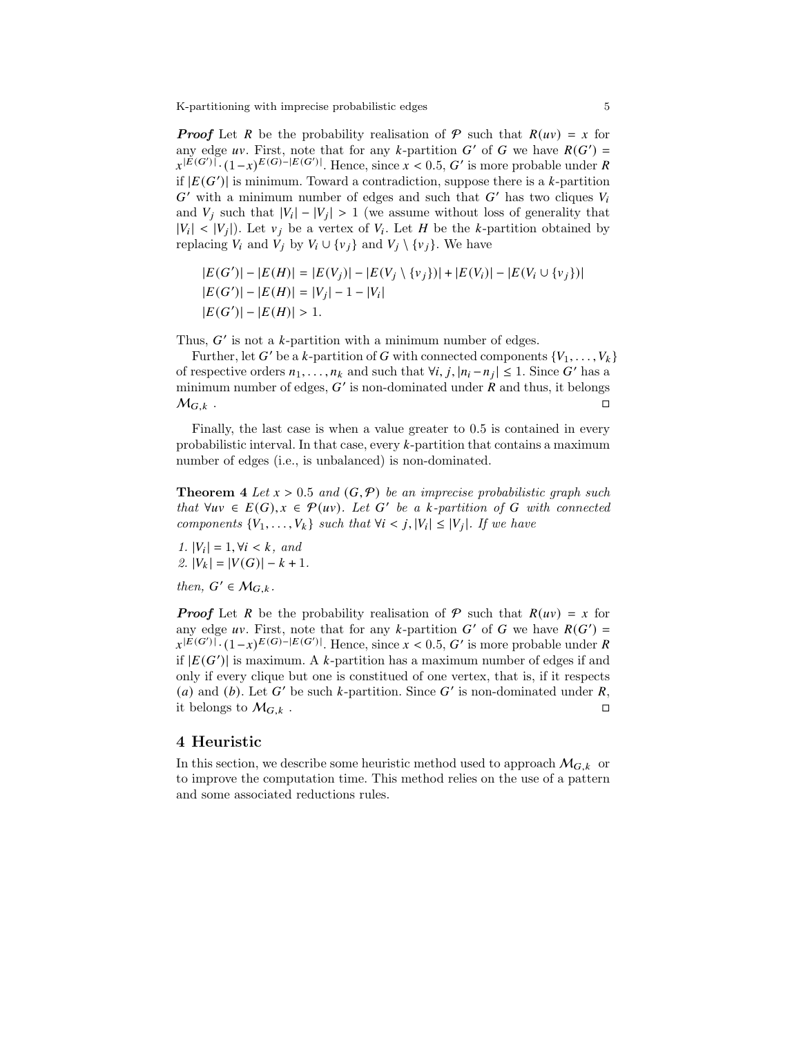***Proof*** Let $R$ be the probability realisation of $\mathcal{P}$ such that $R(uv) = x$ for any edge $uv$. First, note that for any $k$-partition $G'$ of $G$ we have $R(G') = x^{|E(G')|} \cdot (1-x)^{E(G)-|E(G')|}$. Hence, since $x < 0.5$, $G'$ is more probable under $R$ if $|E(G')|$ is minimum. Toward a contradiction, suppose there is a $k$-partition $G'$ with a minimum number of edges and such that $G'$ has two cliques $V_i$ and $V_j$ such that $|V_i| - |V_j| > 1$ (we assume without loss of generality that $|V_i| < |V_j|$). Let $v_j$ be a vertex of $V_i$. Let $H$ be the $k$-partition obtained by replacing $V_i$ and $V_j$ by $V_i \cup \{v_j\}$ and $V_j \setminus \{v_j\}$. We have

$$|E(G')| - |E(H)| = |E(V_j)| - |E(V_j \setminus \{v_j\})| + |E(V_i)| - |E(V_i \cup \{v_j\})|$$
$$|E(G')| - |E(H)| = |V_j| - 1 - |V_i|$$
$$|E(G')| - |E(H)| > 1.$$

Thus, $G'$ is not a $k$-partition with a minimum number of edges.

Further, let $G'$ be a $k$-partition of $G$ with connected components $\{V_1, \ldots, V_k\}$ of respective orders $n_1, \ldots, n_k$ and such that $\forall i, j, |n_i - n_j| \leq 1$. Since $G'$ has a minimum number of edges, $G'$ is non-dominated under $R$ and thus, it belongs $\mathcal{M}_{G,k}$ . ◻

Finally, the last case is when a value greater to 0.5 is contained in every probabilistic interval. In that case, every $k$-partition that contains a maximum number of edges (i.e., is unbalanced) is non-dominated.

**Theorem 4** *Let $x > 0.5$ and $(G, \mathcal{P})$ be an imprecise probabilistic graph such that $\forall uv \in E(G), x \in \mathcal{P}(uv)$. Let $G'$ be a $k$-partition of $G$ with connected components $\{V_1, \ldots, V_k\}$ such that $\forall i < j, |V_i| \leq |V_j|$. If we have*

*1. $|V_i| = 1, \forall i < k$, and*
*2. $|V_k| = |V(G)| - k + 1$.*

*then, $G' \in \mathcal{M}_{G,k}$.*

***Proof*** Let $R$ be the probability realisation of $\mathcal{P}$ such that $R(uv) = x$ for any edge $uv$. First, note that for any $k$-partition $G'$ of $G$ we have $R(G') = x^{|E(G')|} \cdot (1-x)^{E(G)-|E(G')|}$. Hence, since $x < 0.5$, $G'$ is more probable under $R$ if $|E(G')|$ is maximum. A $k$-partition has a maximum number of edges if and only if every clique but one is constitued of one vertex, that is, if it respects $(a)$ and $(b)$. Let $G'$ be such $k$-partition. Since $G'$ is non-dominated under $R$, it belongs to $\mathcal{M}_{G,k}$ . ◻

## 4 Heuristic

In this section, we describe some heuristic method used to approach $\mathcal{M}_{G,k}$ or to improve the computation time. This method relies on the use of a pattern and some associated reductions rules.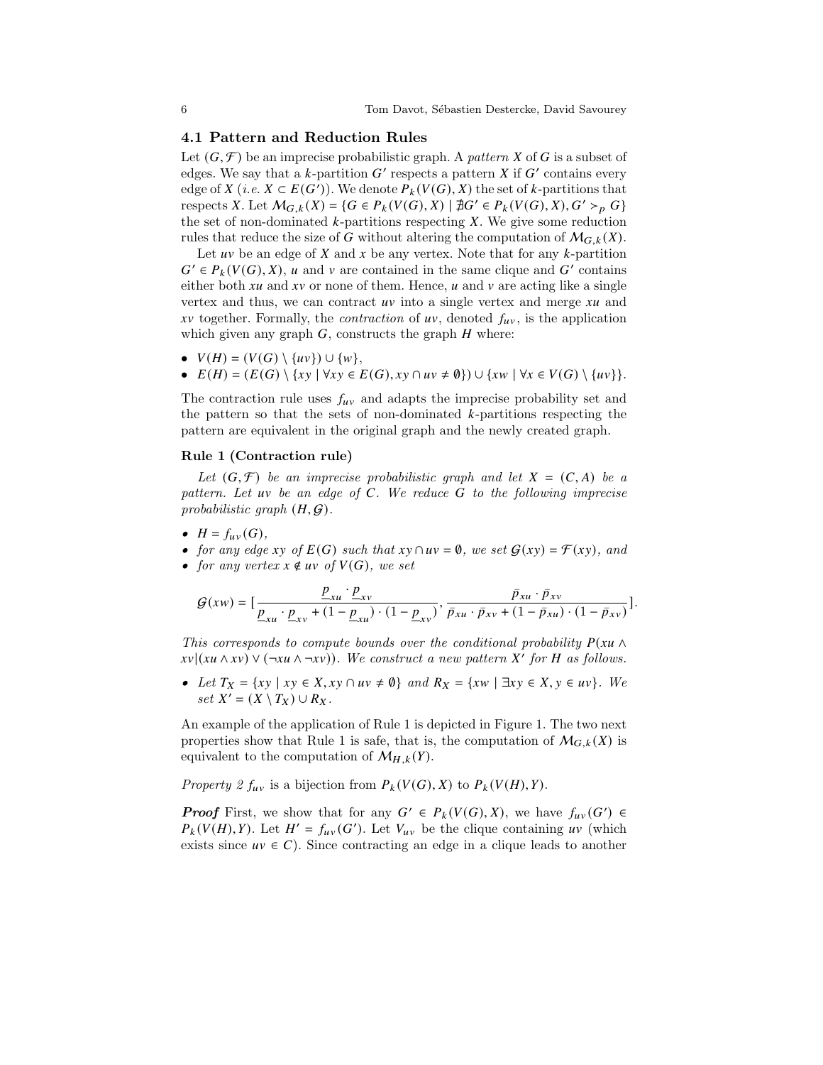### 4.1 Pattern and Reduction Rules

Let $(G, \mathcal{F})$ be an imprecise probabilistic graph. A *pattern* $X$ of $G$ is a subset of edges. We say that a $k$-partition $G'$ respects a pattern $X$ if $G'$ contains every edge of $X$ (*i.e.* $X \subset E(G')$). We denote $P_k(V(G), X)$ the set of $k$-partitions that respects $X$. Let $\mathcal{M}_{G,k}(X) = \{G \in P_k(V(G), X) \mid \nexists G' \in P_k(V(G), X), G' \succ_p G\}$ the set of non-dominated $k$-partitions respecting $X$. We give some reduction rules that reduce the size of $G$ without altering the computation of $\mathcal{M}_{G,k}(X)$.

Let $uv$ be an edge of $X$ and $x$ be any vertex. Note that for any $k$-partition $G' \in P_k(V(G), X)$, $u$ and $v$ are contained in the same clique and $G'$ contains either both $xu$ and $xv$ or none of them. Hence, $u$ and $v$ are acting like a single vertex and thus, we can contract $uv$ into a single vertex and merge $xu$ and $xv$ together. Formally, the *contraction* of $uv$, denoted $f_{uv}$, is the application which given any graph $G$, constructs the graph $H$ where:

- $V(H) = (V(G) \setminus \{uv\}) \cup \{w\}$,
- $E(H) = (E(G) \setminus \{xy \mid \forall xy \in E(G), xy \cap uv \neq \emptyset\}) \cup \{xw \mid \forall x \in V(G) \setminus \{uv\}\}$.

The contraction rule uses $f_{uv}$ and adapts the imprecise probability set and the pattern so that the sets of non-dominated $k$-partitions respecting the pattern are equivalent in the original graph and the newly created graph.

**Rule 1 (Contraction rule)**

*Let $(G, \mathcal{F})$ be an imprecise probabilistic graph and let $X = (C, A)$ be a pattern. Let $uv$ be an edge of $C$. We reduce $G$ to the following imprecise probabilistic graph $(H, \mathcal{G})$.*

- *$H = f_{uv}(G)$,*
- *for any edge $xy$ of $E(G)$ such that $xy \cap uv = \emptyset$, we set $\mathcal{G}(xy) = \mathcal{F}(xy)$, and*
- *for any vertex $x \notin uv$ of $V(G)$, we set*

$$\mathcal{G}(xw) = [\frac{\underline{p}_{xu} \cdot \underline{p}_{xv}}{\underline{p}_{xu} \cdot \underline{p}_{xv} + (1 - \underline{p}_{xu}) \cdot (1 - \underline{p}_{xv})}, \frac{\bar{p}_{xu} \cdot \bar{p}_{xv}}{\bar{p}_{xu} \cdot \bar{p}_{xv} + (1 - \bar{p}_{xu}) \cdot (1 - \bar{p}_{xv})}].$$

*This corresponds to compute bounds over the conditional probability $P(xu \wedge xv | (xu \wedge xv) \vee (\neg xu \wedge \neg xv))$. We construct a new pattern $X'$ for $H$ as follows.*

- *Let $T_X = \{xy \mid xy \in X, xy \cap uv \neq \emptyset\}$ and $R_X = \{xw \mid \exists xy \in X, y \in uv\}$. We set $X' = (X \setminus T_X) \cup R_X$.*

An example of the application of Rule 1 is depicted in Figure 1. The two next properties show that Rule 1 is safe, that is, the computation of $\mathcal{M}_{G,k}(X)$ is equivalent to the computation of $\mathcal{M}_{H,k}(Y)$.

*Property 2* $f_{uv}$ is a bijection from $P_k(V(G), X)$ to $P_k(V(H), Y)$.

***Proof*** First, we show that for any $G' \in P_k(V(G), X)$, we have $f_{uv}(G') \in P_k(V(H), Y)$. Let $H' = f_{uv}(G')$. Let $V_{uv}$ be the clique containing $uv$ (which exists since $uv \in C$). Since contracting an edge in a clique leads to another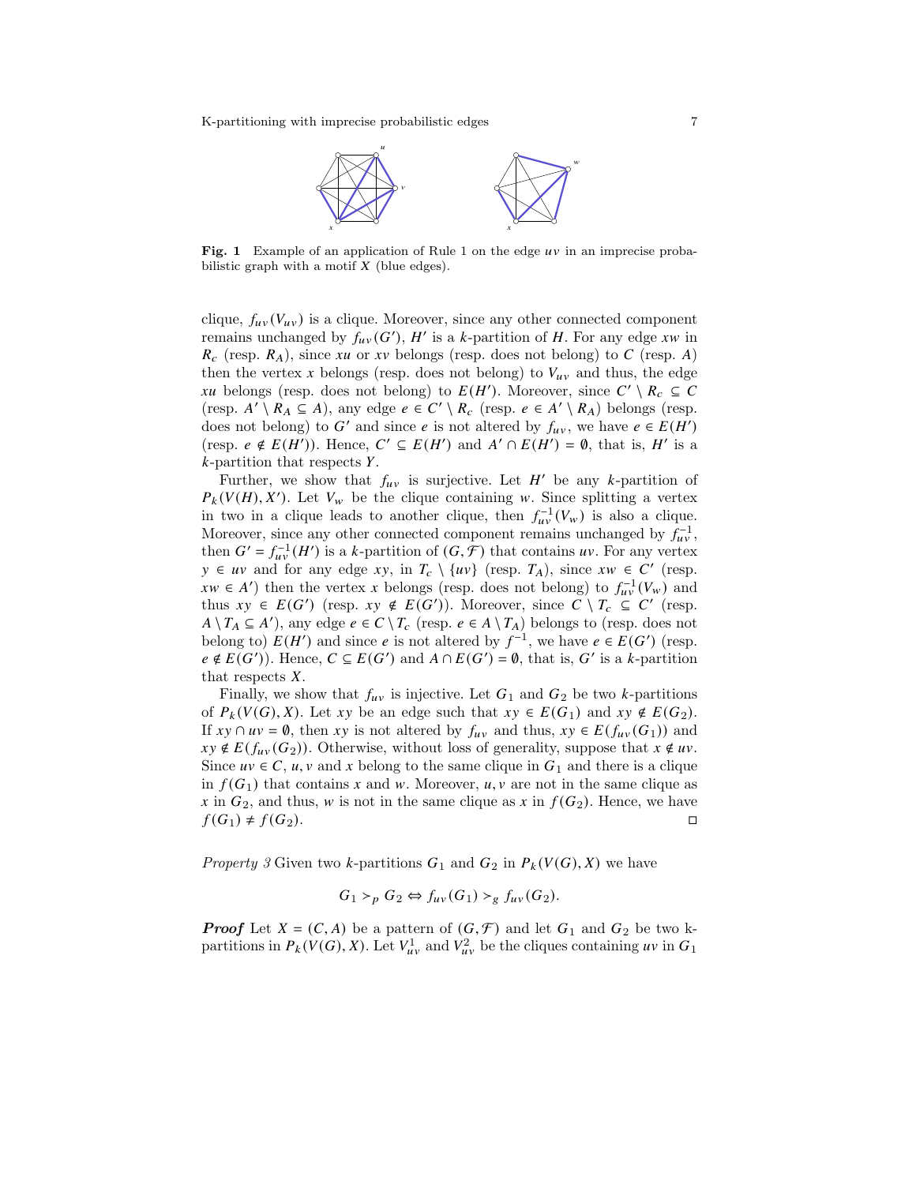**Fig. 1** Example of an application of Rule 1 on the edge $uv$ in an imprecise probabilistic graph with a motif $X$ (blue edges).

clique, $f_{uv}(V_{uv})$ is a clique. Moreover, since any other connected component remains unchanged by $f_{uv}(G')$, $H'$ is a $k$-partition of $H$. For any edge $xw$ in $R_c$ (resp. $R_A$), since $xu$ or $xv$ belongs (resp. does not belong) to $C$ (resp. $A$) then the vertex $x$ belongs (resp. does not belong) to $V_{uv}$ and thus, the edge $xu$ belongs (resp. does not belong) to $E(H')$. Moreover, since $C' \setminus R_c \subseteq C$ (resp. $A' \setminus R_A \subseteq A$), any edge $e \in C' \setminus R_c$ (resp. $e \in A' \setminus R_A$) belongs (resp. does not belong) to $G'$ and since $e$ is not altered by $f_{uv}$, we have $e \in E(H')$ (resp. $e \notin E(H')$). Hence, $C' \subseteq E(H')$ and $A' \cap E(H') = \emptyset$, that is, $H'$ is a $k$-partition that respects $Y$.

Further, we show that $f_{uv}$ is surjective. Let $H'$ be any $k$-partition of $P_k(V(H), X')$. Let $V_w$ be the clique containing $w$. Since splitting a vertex in two in a clique leads to another clique, then $f_{uv}^{-1}(V_w)$ is also a clique. Moreover, since any other connected component remains unchanged by $f_{uv}^{-1}$, then $G' = f_{uv}^{-1}(H')$ is a $k$-partition of $(G, \mathcal{F})$ that contains $uv$. For any vertex $y \in uv$ and for any edge $xy$, in $T_c \setminus \{uv\}$ (resp. $T_A$), since $xw \in C'$ (resp. $xw \in A'$) then the vertex $x$ belongs (resp. does not belong) to $f_{uv}^{-1}(V_w)$ and thus $xy \in E(G')$ (resp. $xy \notin E(G')$). Moreover, since $C \setminus T_c \subseteq C'$ (resp. $A \setminus T_A \subseteq A'$), any edge $e \in C \setminus T_c$ (resp. $e \in A \setminus T_A$) belongs to (resp. does not belong to) $E(H')$ and since $e$ is not altered by $f^{-1}$, we have $e \in E(G')$ (resp. $e \notin E(G')$). Hence, $C \subseteq E(G')$ and $A \cap E(G') = \emptyset$, that is, $G'$ is a $k$-partition that respects $X$.

Finally, we show that $f_{uv}$ is injective. Let $G_1$ and $G_2$ be two $k$-partitions of $P_k(V(G), X)$. Let $xy$ be an edge such that $xy \in E(G_1)$ and $xy \notin E(G_2)$. If $xy \cap uv = \emptyset$, then $xy$ is not altered by $f_{uv}$ and thus, $xy \in E(f_{uv}(G_1))$ and $xy \notin E(f_{uv}(G_2))$. Otherwise, without loss of generality, suppose that $x \notin uv$. Since $uv \in C$, $u, v$ and $x$ belong to the same clique in $G_1$ and there is a clique in $f(G_1)$ that contains $x$ and $w$. Moreover, $u, v$ are not in the same clique as $x$ in $G_2$, and thus, $w$ is not in the same clique as $x$ in $f(G_2)$. Hence, we have $f(G_1) \neq f(G_2)$. $\square$

*Property 3* Given two $k$-partitions $G_1$ and $G_2$ in $P_k(V(G), X)$ we have

$$G_1 \succ_p G_2 \Leftrightarrow f_{uv}(G_1) \succ_g f_{uv}(G_2).$$

***Proof*** Let $X = (C, A)$ be a pattern of $(G, \mathcal{F})$ and let $G_1$ and $G_2$ be two k-partitions in $P_k(V(G), X)$. Let $V_{uv}^1$ and $V_{uv}^2$ be the cliques containing $uv$ in $G_1$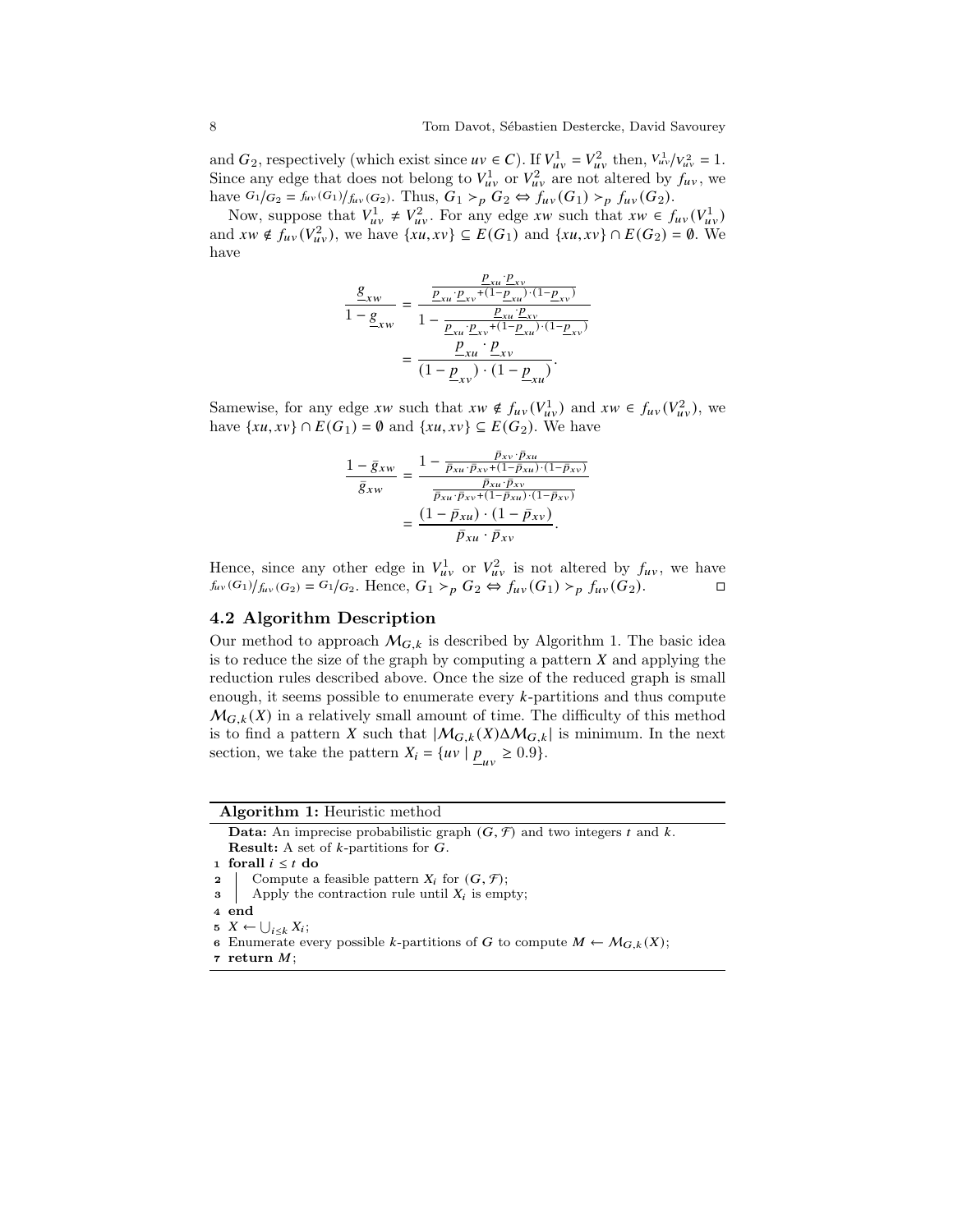and $G_2$, respectively (which exist since $uv \in C$). If $V^1_{uv} = V^2_{uv}$ then, $V^1_{uv}/V^2_{uv} = 1$. Since any edge that does not belong to $V^1_{uv}$ or $V^2_{uv}$ are not altered by $f_{uv}$, we have $G_1/G_2 = f_{uv}(G_1)/f_{uv}(G_2)$. Thus, $G_1 \succ_p G_2 \Leftrightarrow f_{uv}(G_1) \succ_p f_{uv}(G_2)$.

Now, suppose that $V^1_{uv} \neq V^2_{uv}$. For any edge $xw$ such that $xw \in f_{uv}(V^1_{uv})$ and $xw \notin f_{uv}(V^2_{uv})$, we have $\{xu, xv\} \subseteq E(G_1)$ and $\{xu, xv\} \cap E(G_2) = \emptyset$. We have

$$\frac{\underline{g}_{xw}}{1 - \underline{g}_{xw}} = \frac{\frac{\underline{p}_{xu} \cdot \underline{p}_{xv}}{\underline{p}_{xu} \cdot \underline{p}_{xv} + (1-\underline{p}_{xu}) \cdot (1-\underline{p}_{xv})}}{1 - \frac{\underline{p}_{xu} \cdot \underline{p}_{xv}}{\underline{p}_{xu} \cdot \underline{p}_{xv} + (1-\underline{p}_{xu}) \cdot (1-\underline{p}_{xv})}} = \frac{\underline{p}_{xu} \cdot \underline{p}_{xv}}{(1 - \underline{p}_{xv}) \cdot (1 - \underline{p}_{xu})}.$$

Samewise, for any edge $xw$ such that $xw \notin f_{uv}(V^1_{uv})$ and $xw \in f_{uv}(V^2_{uv})$, we have $\{xu, xv\} \cap E(G_1) = \emptyset$ and $\{xu, xv\} \subseteq E(G_2)$. We have

$$\frac{1 - \bar{g}_{xw}}{\bar{g}_{xw}} = \frac{1 - \frac{\bar{p}_{xv} \cdot \bar{p}_{xu}}{\bar{p}_{xu} \cdot \bar{p}_{xv} + (1-\bar{p}_{xu}) \cdot (1-\bar{p}_{xv})}}{\frac{\bar{p}_{xu} \cdot \bar{p}_{xv}}{\bar{p}_{xu} \cdot \bar{p}_{xv} + (1-\bar{p}_{xu}) \cdot (1-\bar{p}_{xv})}} = \frac{(1 - \bar{p}_{xu}) \cdot (1 - \bar{p}_{xv})}{\bar{p}_{xu} \cdot \bar{p}_{xv}}.$$

Hence, since any other edge in $V^1_{uv}$ or $V^2_{uv}$ is not altered by $f_{uv}$, we have $f_{uv}(G_1)/f_{uv}(G_2) = G_1/G_2$. Hence, $G_1 \succ_p G_2 \Leftrightarrow f_{uv}(G_1) \succ_p f_{uv}(G_2)$. □

### 4.2 Algorithm Description

Our method to approach $\mathcal{M}_{G,k}$ is described by Algorithm 1. The basic idea is to reduce the size of the graph by computing a pattern $X$ and applying the reduction rules described above. Once the size of the reduced graph is small enough, it seems possible to enumerate every $k$-partitions and thus compute $\mathcal{M}_{G,k}(X)$ in a relatively small amount of time. The difficulty of this method is to find a pattern $X$ such that $|\mathcal{M}_{G,k}(X) \Delta \mathcal{M}_{G,k}|$ is minimum. In the next section, we take the pattern $X_i = \{uv \mid \underline{p}_{uv} \geq 0.9\}$.

```
Algorithm 1: Heuristic method
  Data: An imprecise probabilistic graph (G, F) and two integers t and k.
  Result: A set of k-partitions for G.
1 forall i ≤ t do
2   |  Compute a feasible pattern X_i for (G, F);
3   |  Apply the contraction rule until X_i is empty;
4 end
5 X ← ⋃_{i≤k} X_i;
6 Enumerate every possible k-partitions of G to compute M ← M_{G,k}(X);
7 return M;
```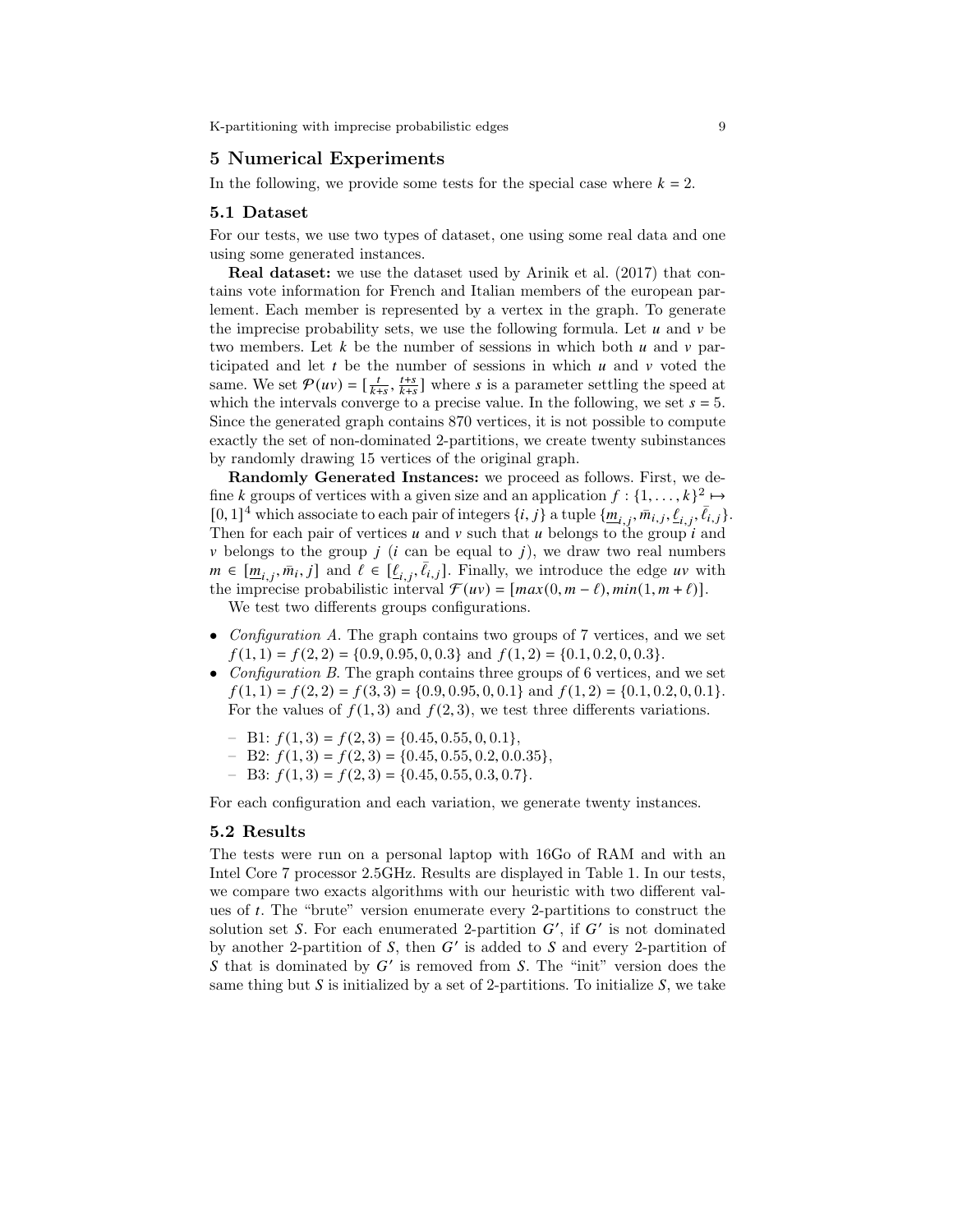## 5 Numerical Experiments

In the following, we provide some tests for the special case where $k = 2$.

### 5.1 Dataset

For our tests, we use two types of dataset, one using some real data and one using some generated instances.

**Real dataset:** we use the dataset used by Arinik et al. (2017) that contains vote information for French and Italian members of the european parlement. Each member is represented by a vertex in the graph. To generate the imprecise probability sets, we use the following formula. Let $u$ and $v$ be two members. Let $k$ be the number of sessions in which both $u$ and $v$ participated and let $t$ be the number of sessions in which $u$ and $v$ voted the same. We set $\mathcal{P}(uv) = [\frac{t}{k+s}, \frac{t+s}{k+s}]$ where $s$ is a parameter settling the speed at which the intervals converge to a precise value. In the following, we set $s = 5$. Since the generated graph contains 870 vertices, it is not possible to compute exactly the set of non-dominated 2-partitions, we create twenty subinstances by randomly drawing 15 vertices of the original graph.

**Randomly Generated Instances:** we proceed as follows. First, we define $k$ groups of vertices with a given size and an application $f : \{1, \ldots, k\}^2 \mapsto [0,1]^4$ which associate to each pair of integers $\{i, j\}$ a tuple $\{\underline{m}_{i,j}, \bar{m}_{i,j}, \underline{\ell}_{i,j}, \bar{\ell}_{i,j}\}$. Then for each pair of vertices $u$ and $v$ such that $u$ belongs to the group $i$ and $v$ belongs to the group $j$ ($i$ can be equal to $j$), we draw two real numbers $m \in [\underline{m}_{i,j}, \bar{m}_i, j]$ and $\ell \in [\underline{\ell}_{i,j}, \bar{\ell}_{i,j}]$. Finally, we introduce the edge $uv$ with the imprecise probabilistic interval $\mathcal{F}(uv) = [max(0, m - \ell), min(1, m + \ell)]$.

We test two differents groups configurations.

- *Configuration A*. The graph contains two groups of 7 vertices, and we set $f(1,1) = f(2,2) = \{0.9, 0.95, 0, 0.3\}$ and $f(1,2) = \{0.1, 0.2, 0, 0.3\}$.
- *Configuration B*. The graph contains three groups of 6 vertices, and we set $f(1,1) = f(2,2) = f(3,3) = \{0.9, 0.95, 0, 0.1\}$ and $f(1,2) = \{0.1, 0.2, 0, 0.1\}$. For the values of $f(1,3)$ and $f(2,3)$, we test three differents variations.
  - B1: $f(1,3) = f(2,3) = \{0.45, 0.55, 0, 0.1\}$,
  - B2: $f(1,3) = f(2,3) = \{0.45, 0.55, 0.2, 0.0.35\}$,
  - B3: $f(1,3) = f(2,3) = \{0.45, 0.55, 0.3, 0.7\}$.

For each configuration and each variation, we generate twenty instances.

### 5.2 Results

The tests were run on a personal laptop with 16Go of RAM and with an Intel Core 7 processor 2.5GHz. Results are displayed in Table 1. In our tests, we compare two exacts algorithms with our heuristic with two different values of $t$. The "brute" version enumerate every 2-partitions to construct the solution set $S$. For each enumerated 2-partition $G'$, if $G'$ is not dominated by another 2-partition of $S$, then $G'$ is added to $S$ and every 2-partition of $S$ that is dominated by $G'$ is removed from $S$. The "init" version does the same thing but $S$ is initialized by a set of 2-partitions. To initialize $S$, we take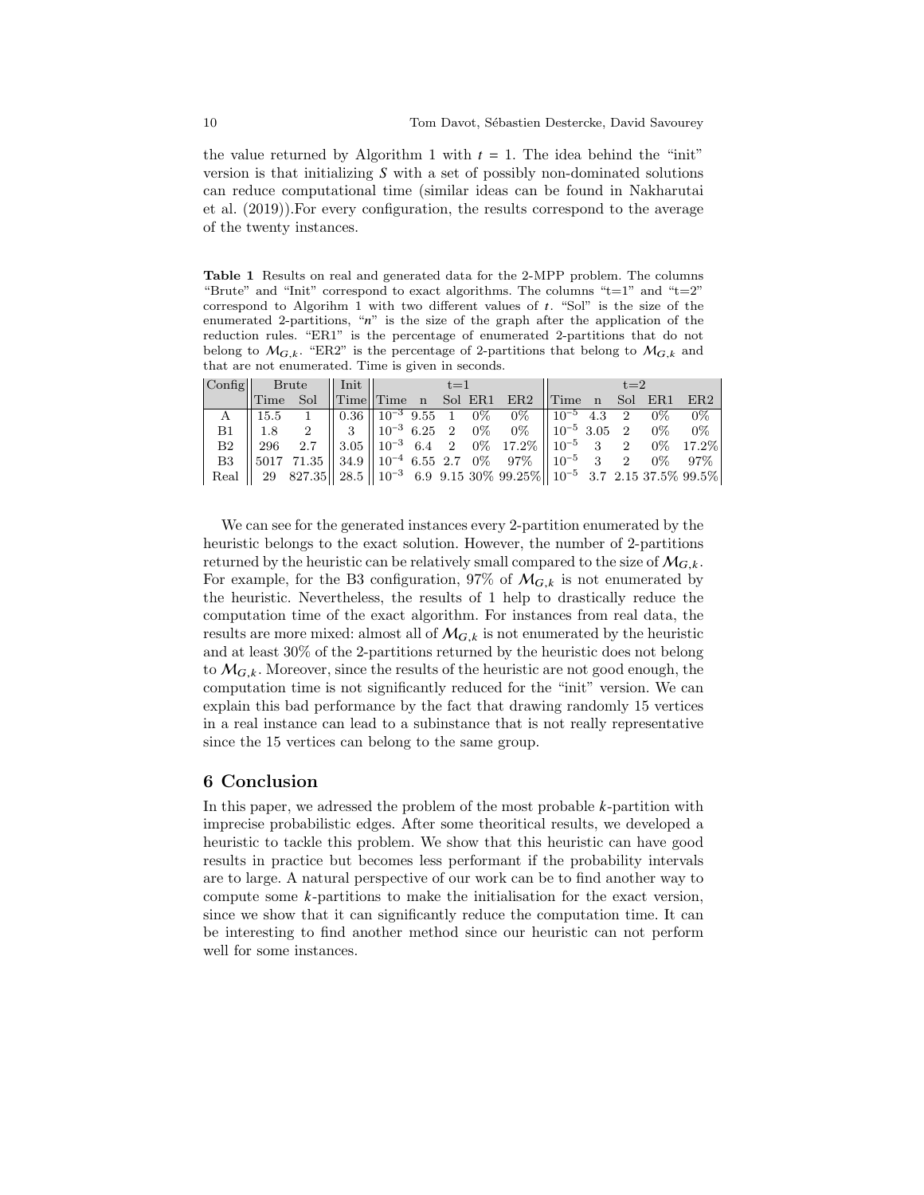the value returned by Algorithm 1 with $t = 1$. The idea behind the "init" version is that initializing $S$ with a set of possibly non-dominated solutions can reduce computational time (similar ideas can be found in Nakharutai et al. (2019)).For every configuration, the results correspond to the average of the twenty instances.

**Table 1** Results on real and generated data for the 2-MPP problem. The columns "Brute" and "Init" correspond to exact algorithms. The columns "t=1" and "t=2" correspond to Algorihm 1 with two different values of $t$. "Sol" is the size of the enumerated 2-partitions, "$n$" is the size of the graph after the application of the reduction rules. "ER1" is the percentage of enumerated 2-partitions that do not belong to $\mathcal{M}_{G,k}$. "ER2" is the percentage of 2-partitions that belong to $\mathcal{M}_{G,k}$ and that are not enumerated. Time is given in seconds.

| Config | Brute | | Init | t=1 | | | | | t=2 | | | | |
|---|---|---|---|---|---|---|---|---|---|---|---|---|---|
| | Time | Sol | Time | Time | n | Sol | ER1 | ER2 | Time | n | Sol | ER1 | ER2 |
| A | 15.5 | 1 | 0.36 | $10^{-3}$ | 9.55 | 1 | 0% | 0% | $10^{-5}$ | 4.3 | 2 | 0% | 0% |
| B1 | 1.8 | 2 | 3 | $10^{-3}$ | 6.25 | 2 | 0% | 0% | $10^{-5}$ | 3.05 | 2 | 0% | 0% |
| B2 | 296 | 2.7 | 3.05 | $10^{-3}$ | 6.4 | 2 | 0% | 17.2% | $10^{-5}$ | 3 | 2 | 0% | 17.2% |
| B3 | 5017 | 71.35 | 34.9 | $10^{-4}$ | 6.55 | 2.7 | 0% | 97% | $10^{-5}$ | 3 | 2 | 0% | 97% |
| Real | 29 | 827.35 | 28.5 | $10^{-3}$ | 6.9 | 9.15 | 30% | 99.25% | $10^{-5}$ | 3.7 | 2.15 | 37.5% | 99.5% |

We can see for the generated instances every 2-partition enumerated by the heuristic belongs to the exact solution. However, the number of 2-partitions returned by the heuristic can be relatively small compared to the size of $\mathcal{M}_{G,k}$. For example, for the B3 configuration, 97% of $\mathcal{M}_{G,k}$ is not enumerated by the heuristic. Nevertheless, the results of 1 help to drastically reduce the computation time of the exact algorithm. For instances from real data, the results are more mixed: almost all of $\mathcal{M}_{G,k}$ is not enumerated by the heuristic and at least 30% of the 2-partitions returned by the heuristic does not belong to $\mathcal{M}_{G,k}$. Moreover, since the results of the heuristic are not good enough, the computation time is not significantly reduced for the "init" version. We can explain this bad performance by the fact that drawing randomly 15 vertices in a real instance can lead to a subinstance that is not really representative since the 15 vertices can belong to the same group.

## 6 Conclusion

In this paper, we adressed the problem of the most probable $k$-partition with imprecise probabilistic edges. After some theoritical results, we developed a heuristic to tackle this problem. We show that this heuristic can have good results in practice but becomes less performant if the probability intervals are to large. A natural perspective of our work can be to find another way to compute some $k$-partitions to make the initialisation for the exact version, since we show that it can significantly reduce the computation time. It can be interesting to find another method since our heuristic can not perform well for some instances.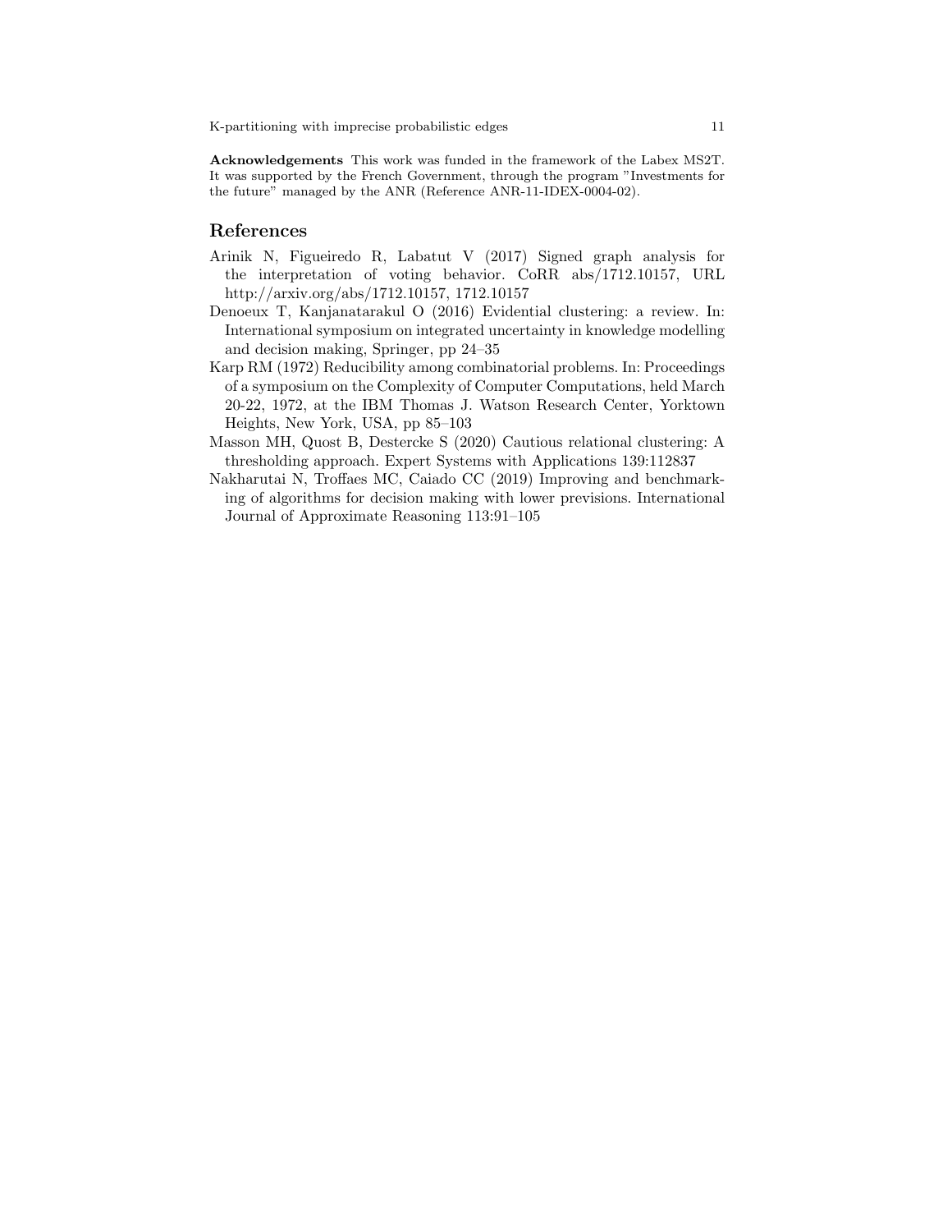**Acknowledgements** This work was funded in the framework of the Labex MS2T. It was supported by the French Government, through the program "Investments for the future" managed by the ANR (Reference ANR-11-IDEX-0004-02).

## References

Arinik N, Figueiredo R, Labatut V (2017) Signed graph analysis for the interpretation of voting behavior. CoRR abs/1712.10157, URL http://arxiv.org/abs/1712.10157, 1712.10157

Denoeux T, Kanjanatarakul O (2016) Evidential clustering: a review. In: International symposium on integrated uncertainty in knowledge modelling and decision making, Springer, pp 24–35

Karp RM (1972) Reducibility among combinatorial problems. In: Proceedings of a symposium on the Complexity of Computer Computations, held March 20-22, 1972, at the IBM Thomas J. Watson Research Center, Yorktown Heights, New York, USA, pp 85–103

Masson MH, Quost B, Destercke S (2020) Cautious relational clustering: A thresholding approach. Expert Systems with Applications 139:112837

Nakharutai N, Troffaes MC, Caiado CC (2019) Improving and benchmarking of algorithms for decision making with lower previsions. International Journal of Approximate Reasoning 113:91–105